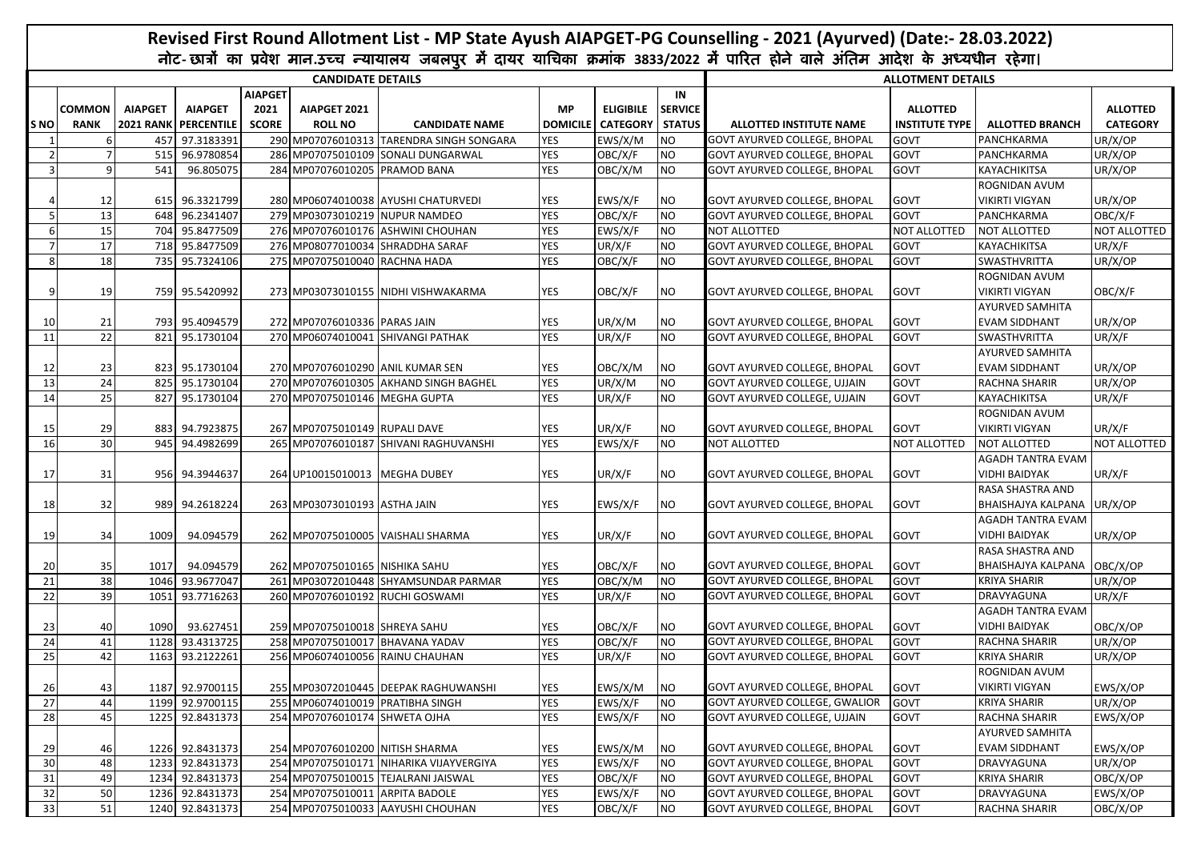# Revised First Round Allotment List - MP State Ayush AIAPGET-PG Counselling - 2021 (Ayurved) (Date:- 28.03.2022)

नोट- छात्रों का प्रवेश मान.उच्च न्यायालय जबलपुर में दायर याचिका क्रमांक 3833/2022 में पारित होने वाले अंतिम आदेश के अध्यधीन रहेगा।

| CANDIDATE DETAILS | | | | | | | | | | ALLOTMENT DETAILS | | | |
|---|---|---|---|---|---|---|---|---|---|---|---|---|---|
| S NO | COMMON RANK | AIAPGET 2021 RANK | AIAPGET PERCENTILE | AIAPGET 2021 SCORE | AIAPGET 2021 ROLL NO | CANDIDATE NAME | MP DOMICILE | ELIGIBILE CATEGORY | IN SERVICE STATUS | ALLOTTED INSTITUTE NAME | ALLOTTED INSTITUTE TYPE | ALLOTTED BRANCH | ALLOTTED CATEGORY |
| 1 | 6 | 457 | 97.3183391 | 290 | MP07076010313 | TARENDRA SINGH SONGARA | YES | EWS/X/M | NO | GOVT AYURVED COLLEGE, BHOPAL | GOVT | PANCHKARMA | UR/X/OP |
| 2 | 7 | 515 | 96.9780854 | 286 | MP07075010109 | SONALI DUNGARWAL | YES | OBC/X/F | NO | GOVT AYURVED COLLEGE, BHOPAL | GOVT | PANCHKARMA | UR/X/OP |
| 3 | 9 | 541 | 96.805075 | 284 | MP07076010205 | PRAMOD BANA | YES | OBC/X/M | NO | GOVT AYURVED COLLEGE, BHOPAL | GOVT | KAYACHIKITSA | UR/X/OP |
| 4 | 12 | 615 | 96.3321799 | 280 | MP06074010038 | AYUSHI CHATURVEDI | YES | EWS/X/F | NO | GOVT AYURVED COLLEGE, BHOPAL | GOVT | ROGNIDAN AVUM VIKIRTI VIGYAN | UR/X/OP |
| 5 | 13 | 648 | 96.2341407 | 279 | MP03073010219 | NUPUR NAMDEO | YES | OBC/X/F | NO | GOVT AYURVED COLLEGE, BHOPAL | GOVT | PANCHKARMA | OBC/X/F |
| 6 | 15 | 704 | 95.8477509 | 276 | MP07076010176 | ASHWINI CHOUHAN | YES | EWS/X/F | NO | NOT ALLOTTED | NOT ALLOTTED | NOT ALLOTTED | NOT ALLOTTED |
| 7 | 17 | 718 | 95.8477509 | 276 | MP08077010034 | SHRADDHA SARAF | YES | UR/X/F | NO | GOVT AYURVED COLLEGE, BHOPAL | GOVT | KAYACHIKITSA | UR/X/F |
| 8 | 18 | 735 | 95.7324106 | 275 | MP07075010040 | RACHNA HADA | YES | OBC/X/F | NO | GOVT AYURVED COLLEGE, BHOPAL | GOVT | SWASTHVRITTA | UR/X/OP |
| 9 | 19 | 759 | 95.5420992 | 273 | MP03073010155 | NIDHI VISHWAKARMA | YES | OBC/X/F | NO | GOVT AYURVED COLLEGE, BHOPAL | GOVT | ROGNIDAN AVUM VIKIRTI VIGYAN | OBC/X/F |
| 10 | 21 | 793 | 95.4094579 | 272 | MP07076010336 | PARAS JAIN | YES | UR/X/M | NO | GOVT AYURVED COLLEGE, BHOPAL | GOVT | AYURVED SAMHITA EVAM SIDDHANT | UR/X/OP |
| 11 | 22 | 821 | 95.1730104 | 270 | MP06074010041 | SHIVANGI PATHAK | YES | UR/X/F | NO | GOVT AYURVED COLLEGE, BHOPAL | GOVT | SWASTHVRITTA | UR/X/F |
| 12 | 23 | 823 | 95.1730104 | 270 | MP07076010290 | ANIL KUMAR SEN | YES | OBC/X/M | NO | GOVT AYURVED COLLEGE, BHOPAL | GOVT | AYURVED SAMHITA EVAM SIDDHANT | UR/X/OP |
| 13 | 24 | 825 | 95.1730104 | 270 | MP07076010305 | AKHAND SINGH BAGHEL | YES | UR/X/M | NO | GOVT AYURVED COLLEGE, UJJAIN | GOVT | RACHNA SHARIR | UR/X/OP |
| 14 | 25 | 827 | 95.1730104 | 270 | MP07075010146 | MEGHA GUPTA | YES | UR/X/F | NO | GOVT AYURVED COLLEGE, UJJAIN | GOVT | KAYACHIKITSA | UR/X/F |
| 15 | 29 | 883 | 94.7923875 | 267 | MP07075010149 | RUPALI DAVE | YES | UR/X/F | NO | GOVT AYURVED COLLEGE, BHOPAL | GOVT | ROGNIDAN AVUM VIKIRTI VIGYAN | UR/X/F |
| 16 | 30 | 945 | 94.4982699 | 265 | MP07076010187 | SHIVANI RAGHUVANSHI | YES | EWS/X/F | NO | NOT ALLOTTED | NOT ALLOTTED | NOT ALLOTTED | NOT ALLOTTED |
| 17 | 31 | 956 | 94.3944637 | 264 | UP10015010013 | MEGHA DUBEY | YES | UR/X/F | NO | GOVT AYURVED COLLEGE, BHOPAL | GOVT | AGADH TANTRA EVAM VIDHI BAIDYAK | UR/X/F |
| 18 | 32 | 989 | 94.2618224 | 263 | MP03073010193 | ASTHA JAIN | YES | EWS/X/F | NO | GOVT AYURVED COLLEGE, BHOPAL | GOVT | RASA SHASTRA AND BHAISHAJYA KALPANA | UR/X/OP |
| 19 | 34 | 1009 | 94.094579 | 262 | MP07075010005 | VAISHALI SHARMA | YES | UR/X/F | NO | GOVT AYURVED COLLEGE, BHOPAL | GOVT | AGADH TANTRA EVAM VIDHI BAIDYAK | UR/X/OP |
| 20 | 35 | 1017 | 94.094579 | 262 | MP07075010165 | NISHIKA SAHU | YES | OBC/X/F | NO | GOVT AYURVED COLLEGE, BHOPAL | GOVT | RASA SHASTRA AND BHAISHAJYA KALPANA | OBC/X/OP |
| 21 | 38 | 1046 | 93.9677047 | 261 | MP03072010448 | SHYAMSUNDAR PARMAR | YES | OBC/X/M | NO | GOVT AYURVED COLLEGE, BHOPAL | GOVT | KRIYA SHARIR | UR/X/OP |
| 22 | 39 | 1051 | 93.7716263 | 260 | MP07076010192 | RUCHI GOSWAMI | YES | UR/X/F | NO | GOVT AYURVED COLLEGE, BHOPAL | GOVT | DRAVYAGUNA | UR/X/F |
| 23 | 40 | 1090 | 93.627451 | 259 | MP07075010018 | SHREYA SAHU | YES | OBC/X/F | NO | GOVT AYURVED COLLEGE, BHOPAL | GOVT | AGADH TANTRA EVAM VIDHI BAIDYAK | OBC/X/OP |
| 24 | 41 | 1128 | 93.4313725 | 258 | MP07075010017 | BHAVANA YADAV | YES | OBC/X/F | NO | GOVT AYURVED COLLEGE, BHOPAL | GOVT | RACHNA SHARIR | UR/X/OP |
| 25 | 42 | 1163 | 93.2122261 | 256 | MP06074010056 | RAINU CHAUHAN | YES | UR/X/F | NO | GOVT AYURVED COLLEGE, BHOPAL | GOVT | KRIYA SHARIR | UR/X/OP |
| 26 | 43 | 1187 | 92.9700115 | 255 | MP03072010445 | DEEPAK RAGHUWANSHI | YES | EWS/X/M | NO | GOVT AYURVED COLLEGE, BHOPAL | GOVT | ROGNIDAN AVUM VIKIRTI VIGYAN | EWS/X/OP |
| 27 | 44 | 1199 | 92.9700115 | 255 | MP06074010019 | PRATIBHA SINGH | YES | EWS/X/F | NO | GOVT AYURVED COLLEGE, GWALIOR | GOVT | KRIYA SHARIR | UR/X/OP |
| 28 | 45 | 1225 | 92.8431373 | 254 | MP07076010174 | SHWETA OJHA | YES | EWS/X/F | NO | GOVT AYURVED COLLEGE, UJJAIN | GOVT | RACHNA SHARIR | EWS/X/OP |
| 29 | 46 | 1226 | 92.8431373 | 254 | MP07076010200 | NITISH SHARMA | YES | EWS/X/M | NO | GOVT AYURVED COLLEGE, BHOPAL | GOVT | AYURVED SAMHITA EVAM SIDDHANT | EWS/X/OP |
| 30 | 48 | 1233 | 92.8431373 | 254 | MP07075010171 | NIHARIKA VIJAYVERGIYA | YES | EWS/X/F | NO | GOVT AYURVED COLLEGE, BHOPAL | GOVT | DRAVYAGUNA | UR/X/OP |
| 31 | 49 | 1234 | 92.8431373 | 254 | MP07075010015 | TEJALRANI JAISWAL | YES | OBC/X/F | NO | GOVT AYURVED COLLEGE, BHOPAL | GOVT | KRIYA SHARIR | OBC/X/OP |
| 32 | 50 | 1236 | 92.8431373 | 254 | MP07075010011 | ARPITA BADOLE | YES | EWS/X/F | NO | GOVT AYURVED COLLEGE, BHOPAL | GOVT | DRAVYAGUNA | EWS/X/OP |
| 33 | 51 | 1240 | 92.8431373 | 254 | MP07075010033 | AAYUSHI CHOUHAN | YES | OBC/X/F | NO | GOVT AYURVED COLLEGE, BHOPAL | GOVT | RACHNA SHARIR | OBC/X/OP |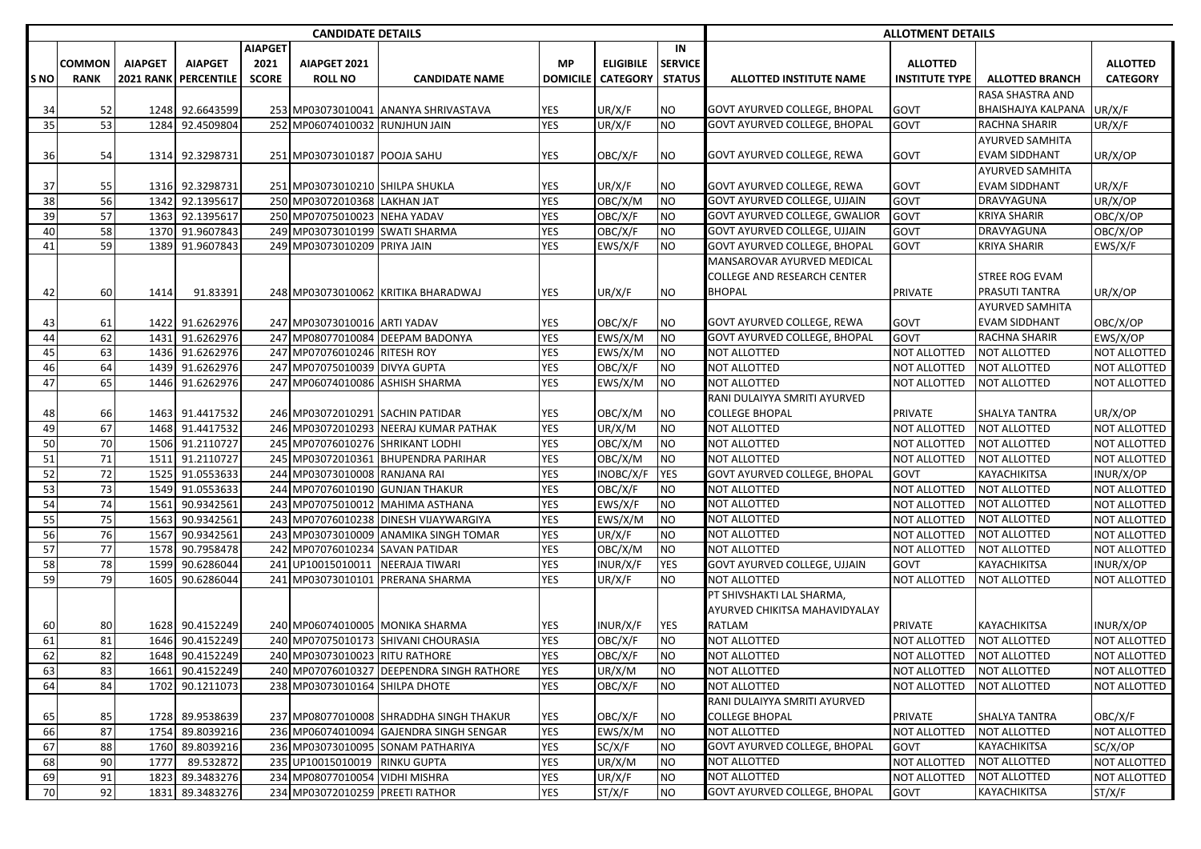| CANDIDATE DETAILS | | | | | | | | | | ALLOTMENT DETAILS | | | |
|---|---|---|---|---|---|---|---|---|---|---|---|---|---|
| S NO | COMMON RANK | AIAPGET 2021 RANK | AIAPGET PERCENTILE | AIAPGET 2021 SCORE | AIAPGET 2021 ROLL NO | CANDIDATE NAME | MP DOMICILE | ELIGIBILE CATEGORY | IN SERVICE STATUS | ALLOTTED INSTITUTE NAME | ALLOTTED INSTITUTE TYPE | ALLOTTED BRANCH | ALLOTTED CATEGORY |
| 34 | 52 | 1248 | 92.6643599 | 253 | MP03073010041 | ANANYA SHRIVASTAVA | YES | UR/X/F | NO | GOVT AYURVED COLLEGE, BHOPAL | GOVT | RASA SHASTRA AND BHAISHAJYA KALPANA | UR/X/F |
| 35 | 53 | 1284 | 92.4509804 | 252 | MP06074010032 | RUNJHUN JAIN | YES | UR/X/F | NO | GOVT AYURVED COLLEGE, BHOPAL | GOVT | RACHNA SHARIR | UR/X/F |
| 36 | 54 | 1314 | 92.3298731 | 251 | MP03073010187 | POOJA SAHU | YES | OBC/X/F | NO | GOVT AYURVED COLLEGE, REWA | GOVT | AYURVED SAMHITA EVAM SIDDHANT | UR/X/OP |
| 37 | 55 | 1316 | 92.3298731 | 251 | MP03073010210 | SHILPA SHUKLA | YES | UR/X/F | NO | GOVT AYURVED COLLEGE, REWA | GOVT | AYURVED SAMHITA EVAM SIDDHANT | UR/X/F |
| 38 | 56 | 1342 | 92.1395617 | 250 | MP03072010368 | LAKHAN JAT | YES | OBC/X/M | NO | GOVT AYURVED COLLEGE, UJJAIN | GOVT | DRAVYAGUNA | UR/X/OP |
| 39 | 57 | 1363 | 92.1395617 | 250 | MP07075010023 | NEHA YADAV | YES | OBC/X/F | NO | GOVT AYURVED COLLEGE, GWALIOR | GOVT | KRIYA SHARIR | OBC/X/OP |
| 40 | 58 | 1370 | 91.9607843 | 249 | MP03073010199 | SWATI SHARMA | YES | OBC/X/F | NO | GOVT AYURVED COLLEGE, UJJAIN | GOVT | DRAVYAGUNA | OBC/X/OP |
| 41 | 59 | 1389 | 91.9607843 | 249 | MP03073010209 | PRIYA JAIN | YES | EWS/X/F | NO | GOVT AYURVED COLLEGE, BHOPAL | GOVT | KRIYA SHARIR | EWS/X/F |
| 42 | 60 | 1414 | 91.83391 | 248 | MP03073010062 | KRITIKA BHARADWAJ | YES | UR/X/F | NO | MANSAROVAR AYURVED MEDICAL COLLEGE AND RESEARCH CENTER BHOPAL | PRIVATE | STREE ROG EVAM PRASUTI TANTRA | UR/X/OP |
| 43 | 61 | 1422 | 91.6262976 | 247 | MP03073010016 | ARTI YADAV | YES | OBC/X/F | NO | GOVT AYURVED COLLEGE, REWA | GOVT | AYURVED SAMHITA EVAM SIDDHANT | OBC/X/OP |
| 44 | 62 | 1431 | 91.6262976 | 247 | MP08077010084 | DEEPAM BADONYA | YES | EWS/X/M | NO | GOVT AYURVED COLLEGE, BHOPAL | GOVT | RACHNA SHARIR | EWS/X/OP |
| 45 | 63 | 1436 | 91.6262976 | 247 | MP07076010246 | RITESH ROY | YES | EWS/X/M | NO | NOT ALLOTTED | NOT ALLOTTED | NOT ALLOTTED | NOT ALLOTTED |
| 46 | 64 | 1439 | 91.6262976 | 247 | MP07075010039 | DIVYA GUPTA | YES | OBC/X/F | NO | NOT ALLOTTED | NOT ALLOTTED | NOT ALLOTTED | NOT ALLOTTED |
| 47 | 65 | 1446 | 91.6262976 | 247 | MP06074010086 | ASHISH SHARMA | YES | EWS/X/M | NO | NOT ALLOTTED | NOT ALLOTTED | NOT ALLOTTED | NOT ALLOTTED |
| 48 | 66 | 1463 | 91.4417532 | 246 | MP03072010291 | SACHIN PATIDAR | YES | OBC/X/M | NO | RANI DULAIYYA SMRITI AYURVED COLLEGE BHOPAL | PRIVATE | SHALYA TANTRA | UR/X/OP |
| 49 | 67 | 1468 | 91.4417532 | 246 | MP03072010293 | NEERAJ KUMAR PATHAK | YES | UR/X/M | NO | NOT ALLOTTED | NOT ALLOTTED | NOT ALLOTTED | NOT ALLOTTED |
| 50 | 70 | 1506 | 91.2110727 | 245 | MP07076010276 | SHRIKANT LODHI | YES | OBC/X/M | NO | NOT ALLOTTED | NOT ALLOTTED | NOT ALLOTTED | NOT ALLOTTED |
| 51 | 71 | 1511 | 91.2110727 | 245 | MP03072010361 | BHUPENDRA PARIHAR | YES | OBC/X/M | NO | NOT ALLOTTED | NOT ALLOTTED | NOT ALLOTTED | NOT ALLOTTED |
| 52 | 72 | 1525 | 91.0553633 | 244 | MP03073010008 | RANJANA RAI | YES | INOBC/X/F | YES | GOVT AYURVED COLLEGE, BHOPAL | GOVT | KAYACHIKITSA | INUR/X/OP |
| 53 | 73 | 1549 | 91.0553633 | 244 | MP07076010190 | GUNJAN THAKUR | YES | OBC/X/F | NO | NOT ALLOTTED | NOT ALLOTTED | NOT ALLOTTED | NOT ALLOTTED |
| 54 | 74 | 1561 | 90.9342561 | 243 | MP07075010012 | MAHIMA ASTHANA | YES | EWS/X/F | NO | NOT ALLOTTED | NOT ALLOTTED | NOT ALLOTTED | NOT ALLOTTED |
| 55 | 75 | 1563 | 90.9342561 | 243 | MP07076010238 | DINESH VIJAYWARGIYA | YES | EWS/X/M | NO | NOT ALLOTTED | NOT ALLOTTED | NOT ALLOTTED | NOT ALLOTTED |
| 56 | 76 | 1567 | 90.9342561 | 243 | MP03073010009 | ANAMIKA SINGH TOMAR | YES | UR/X/F | NO | NOT ALLOTTED | NOT ALLOTTED | NOT ALLOTTED | NOT ALLOTTED |
| 57 | 77 | 1578 | 90.7958478 | 242 | MP07076010234 | SAVAN PATIDAR | YES | OBC/X/M | NO | NOT ALLOTTED | NOT ALLOTTED | NOT ALLOTTED | NOT ALLOTTED |
| 58 | 78 | 1599 | 90.6286044 | 241 | UP10015010011 | NEERAJA TIWARI | YES | INUR/X/F | YES | GOVT AYURVED COLLEGE, UJJAIN | GOVT | KAYACHIKITSA | INUR/X/OP |
| 59 | 79 | 1605 | 90.6286044 | 241 | MP03073010101 | PRERANA SHARMA | YES | UR/X/F | NO | NOT ALLOTTED | NOT ALLOTTED | NOT ALLOTTED | NOT ALLOTTED |
| 60 | 80 | 1628 | 90.4152249 | 240 | MP06074010005 | MONIKA SHARMA | YES | INUR/X/F | YES | PT SHIVSHAKTI LAL SHARMA, AYURVED CHIKITSA MAHAVIDYALAY RATLAM | PRIVATE | KAYACHIKITSA | INUR/X/OP |
| 61 | 81 | 1646 | 90.4152249 | 240 | MP07075010173 | SHIVANI CHOURASIA | YES | OBC/X/F | NO | NOT ALLOTTED | NOT ALLOTTED | NOT ALLOTTED | NOT ALLOTTED |
| 62 | 82 | 1648 | 90.4152249 | 240 | MP03073010023 | RITU RATHORE | YES | OBC/X/F | NO | NOT ALLOTTED | NOT ALLOTTED | NOT ALLOTTED | NOT ALLOTTED |
| 63 | 83 | 1661 | 90.4152249 | 240 | MP07076010327 | DEEPENDRA SINGH RATHORE | YES | UR/X/M | NO | NOT ALLOTTED | NOT ALLOTTED | NOT ALLOTTED | NOT ALLOTTED |
| 64 | 84 | 1702 | 90.1211073 | 238 | MP03073010164 | SHILPA DHOTE | YES | OBC/X/F | NO | NOT ALLOTTED | NOT ALLOTTED | NOT ALLOTTED | NOT ALLOTTED |
| 65 | 85 | 1728 | 89.9538639 | 237 | MP08077010008 | SHRADDHA SINGH THAKUR | YES | OBC/X/F | NO | RANI DULAIYYA SMRITI AYURVED COLLEGE BHOPAL | PRIVATE | SHALYA TANTRA | OBC/X/F |
| 66 | 87 | 1754 | 89.8039216 | 236 | MP06074010094 | GAJENDRA SINGH SENGAR | YES | EWS/X/M | NO | NOT ALLOTTED | NOT ALLOTTED | NOT ALLOTTED | NOT ALLOTTED |
| 67 | 88 | 1760 | 89.8039216 | 236 | MP03073010095 | SONAM PATHARIYA | YES | SC/X/F | NO | GOVT AYURVED COLLEGE, BHOPAL | GOVT | KAYACHIKITSA | SC/X/OP |
| 68 | 90 | 1777 | 89.532872 | 235 | UP10015010019 | RINKU GUPTA | YES | UR/X/M | NO | NOT ALLOTTED | NOT ALLOTTED | NOT ALLOTTED | NOT ALLOTTED |
| 69 | 91 | 1823 | 89.3483276 | 234 | MP08077010054 | VIDHI MISHRA | YES | UR/X/F | NO | NOT ALLOTTED | NOT ALLOTTED | NOT ALLOTTED | NOT ALLOTTED |
| 70 | 92 | 1831 | 89.3483276 | 234 | MP03072010259 | PREETI RATHOR | YES | ST/X/F | NO | GOVT AYURVED COLLEGE, BHOPAL | GOVT | KAYACHIKITSA | ST/X/F |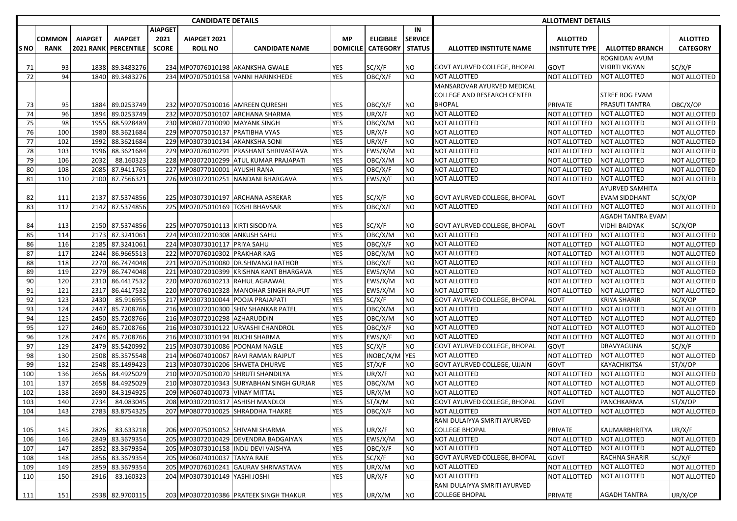| CANDIDATE DETAILS | | | | | | | | | | ALLOTMENT DETAILS | | | |
|---|---|---|---|---|---|---|---|---|---|---|---|---|---|
| S NO | COMMON RANK | AIAPGET 2021 RANK | AIAPGET PERCENTILE | AIAPGET 2021 SCORE | AIAPGET 2021 ROLL NO | CANDIDATE NAME | MP DOMICILE | ELIGIBILE CATEGORY | IN SERVICE STATUS | ALLOTTED INSTITUTE NAME | ALLOTTED INSTITUTE TYPE | ALLOTTED BRANCH | ALLOTTED CATEGORY |
| 71 | 93 | 1838 | 89.3483276 | 234 | MP07076010198 | AKANKSHA GWALE | YES | SC/X/F | NO | GOVT AYURVED COLLEGE, BHOPAL | GOVT | ROGNIDAN AVUM VIKIRTI VIGYAN | SC/X/F |
| 72 | 94 | 1840 | 89.3483276 | 234 | MP07075010158 | VANNI HARINKHEDE | YES | OBC/X/F | NO | NOT ALLOTTED | NOT ALLOTTED | NOT ALLOTTED | NOT ALLOTTED |
| 73 | 95 | 1884 | 89.0253749 | 232 | MP07075010016 | AMREEN QURESHI | YES | OBC/X/F | NO | MANSAROVAR AYURVED MEDICAL COLLEGE AND RESEARCH CENTER BHOPAL | PRIVATE | STREE ROG EVAM PRASUTI TANTRA | OBC/X/OP |
| 74 | 96 | 1894 | 89.0253749 | 232 | MP07075010107 | ARCHANA SHARMA | YES | UR/X/F | NO | NOT ALLOTTED | NOT ALLOTTED | NOT ALLOTTED | NOT ALLOTTED |
| 75 | 98 | 1955 | 88.5928489 | 230 | MP08077010090 | MAYANK SINGH | YES | OBC/X/M | NO | NOT ALLOTTED | NOT ALLOTTED | NOT ALLOTTED | NOT ALLOTTED |
| 76 | 100 | 1980 | 88.3621684 | 229 | MP07075010137 | PRATIBHA VYAS | YES | UR/X/F | NO | NOT ALLOTTED | NOT ALLOTTED | NOT ALLOTTED | NOT ALLOTTED |
| 77 | 102 | 1992 | 88.3621684 | 229 | MP03073010134 | AKANKSHA SONI | YES | UR/X/F | NO | NOT ALLOTTED | NOT ALLOTTED | NOT ALLOTTED | NOT ALLOTTED |
| 78 | 103 | 1996 | 88.3621684 | 229 | MP07076010291 | PRASHANT SHRIVASTAVA | YES | EWS/X/M | NO | NOT ALLOTTED | NOT ALLOTTED | NOT ALLOTTED | NOT ALLOTTED |
| 79 | 106 | 2032 | 88.160323 | 228 | MP03072010299 | ATUL KUMAR PRAJAPATI | YES | OBC/X/M | NO | NOT ALLOTTED | NOT ALLOTTED | NOT ALLOTTED | NOT ALLOTTED |
| 80 | 108 | 2085 | 87.9411765 | 227 | MP08077010001 | AYUSHI RANA | YES | OBC/X/F | NO | NOT ALLOTTED | NOT ALLOTTED | NOT ALLOTTED | NOT ALLOTTED |
| 81 | 110 | 2100 | 87.7566321 | 226 | MP03072010251 | NANDANI BHARGAVA | YES | EWS/X/F | NO | NOT ALLOTTED | NOT ALLOTTED | NOT ALLOTTED | NOT ALLOTTED |
| 82 | 111 | 2137 | 87.5374856 | 225 | MP03073010197 | ARCHANA ASREKAR | YES | SC/X/F | NO | GOVT AYURVED COLLEGE, BHOPAL | GOVT | AYURVED SAMHITA EVAM SIDDHANT | SC/X/OP |
| 83 | 112 | 2142 | 87.5374856 | 225 | MP07075010169 | TOSHI BHAVSAR | YES | OBC/X/F | NO | NOT ALLOTTED | NOT ALLOTTED | NOT ALLOTTED | NOT ALLOTTED |
| 84 | 113 | 2150 | 87.5374856 | 225 | MP07075010113 | KIRTI SISODIYA | YES | SC/X/F | NO | GOVT AYURVED COLLEGE, BHOPAL | GOVT | AGADH TANTRA EVAM VIDHI BAIDYAK | SC/X/OP |
| 85 | 114 | 2173 | 87.3241061 | 224 | MP03072010308 | ANKUSH SAHU | YES | OBC/X/M | NO | NOT ALLOTTED | NOT ALLOTTED | NOT ALLOTTED | NOT ALLOTTED |
| 86 | 116 | 2185 | 87.3241061 | 224 | MP03073010117 | PRIYA SAHU | YES | OBC/X/F | NO | NOT ALLOTTED | NOT ALLOTTED | NOT ALLOTTED | NOT ALLOTTED |
| 87 | 117 | 2244 | 86.9665513 | 222 | MP07076010302 | PRAKHAR KAG | YES | OBC/X/M | NO | NOT ALLOTTED | NOT ALLOTTED | NOT ALLOTTED | NOT ALLOTTED |
| 88 | 118 | 2270 | 86.7474048 | 221 | MP07075010080 | DR.SHIVANGI RATHOR | YES | OBC/X/F | NO | NOT ALLOTTED | NOT ALLOTTED | NOT ALLOTTED | NOT ALLOTTED |
| 89 | 119 | 2279 | 86.7474048 | 221 | MP03072010399 | KRISHNA KANT BHARGAVA | YES | EWS/X/M | NO | NOT ALLOTTED | NOT ALLOTTED | NOT ALLOTTED | NOT ALLOTTED |
| 90 | 120 | 2310 | 86.4417532 | 220 | MP07076010213 | RAHUL AGRAWAL | YES | EWS/X/M | NO | NOT ALLOTTED | NOT ALLOTTED | NOT ALLOTTED | NOT ALLOTTED |
| 91 | 121 | 2317 | 86.4417532 | 220 | MP07076010328 | MANOHAR SINGH RAJPUT | YES | EWS/X/M | NO | NOT ALLOTTED | NOT ALLOTTED | NOT ALLOTTED | NOT ALLOTTED |
| 92 | 123 | 2430 | 85.916955 | 217 | MP03073010044 | POOJA PRAJAPATI | YES | SC/X/F | NO | GOVT AYURVED COLLEGE, BHOPAL | GOVT | KRIYA SHARIR | SC/X/OP |
| 93 | 124 | 2447 | 85.7208766 | 216 | MP03072010300 | SHIV SHANKAR PATEL | YES | OBC/X/M | NO | NOT ALLOTTED | NOT ALLOTTED | NOT ALLOTTED | NOT ALLOTTED |
| 94 | 125 | 2450 | 85.7208766 | 216 | MP03072010298 | AZHARUDDIN | YES | OBC/X/M | NO | NOT ALLOTTED | NOT ALLOTTED | NOT ALLOTTED | NOT ALLOTTED |
| 95 | 127 | 2460 | 85.7208766 | 216 | MP03073010122 | URVASHI CHANDROL | YES | OBC/X/F | NO | NOT ALLOTTED | NOT ALLOTTED | NOT ALLOTTED | NOT ALLOTTED |
| 96 | 128 | 2474 | 85.7208766 | 216 | MP03073010194 | RUCHI SHARMA | YES | EWS/X/F | NO | NOT ALLOTTED | NOT ALLOTTED | NOT ALLOTTED | NOT ALLOTTED |
| 97 | 129 | 2479 | 85.5420992 | 215 | MP03073010086 | POONAM NAGLE | YES | SC/X/F | NO | GOVT AYURVED COLLEGE, BHOPAL | GOVT | DRAVYAGUNA | SC/X/F |
| 98 | 130 | 2508 | 85.3575548 | 214 | MP06074010067 | RAVI RAMAN RAJPUT | YES | INOBC/X/M | YES | NOT ALLOTTED | NOT ALLOTTED | NOT ALLOTTED | NOT ALLOTTED |
| 99 | 132 | 2548 | 85.1499423 | 213 | MP03073010206 | SHWETA DHURVE | YES | ST/X/F | NO | GOVT AYURVED COLLEGE, UJJAIN | GOVT | KAYACHIKITSA | ST/X/OP |
| 100 | 136 | 2656 | 84.4925029 | 210 | MP07075010070 | SHRUTI SHANDILYA | YES | UR/X/F | NO | NOT ALLOTTED | NOT ALLOTTED | NOT ALLOTTED | NOT ALLOTTED |
| 101 | 137 | 2658 | 84.4925029 | 210 | MP03072010343 | SURYABHAN SINGH GURJAR | YES | OBC/X/M | NO | NOT ALLOTTED | NOT ALLOTTED | NOT ALLOTTED | NOT ALLOTTED |
| 102 | 138 | 2690 | 84.3194925 | 209 | MP06074010073 | VINAY MITTAL | YES | UR/X/M | NO | NOT ALLOTTED | NOT ALLOTTED | NOT ALLOTTED | NOT ALLOTTED |
| 103 | 140 | 2734 | 84.083045 | 208 | MP03072010317 | ASHISH MANDLOI | YES | ST/X/M | NO | GOVT AYURVED COLLEGE, BHOPAL | GOVT | PANCHKARMA | ST/X/OP |
| 104 | 143 | 2783 | 83.8754325 | 207 | MP08077010025 | SHRADDHA THAKRE | YES | OBC/X/F | NO | NOT ALLOTTED | NOT ALLOTTED | NOT ALLOTTED | NOT ALLOTTED |
| 105 | 145 | 2826 | 83.633218 | 206 | MP07075010052 | SHIVANI SHARMA | YES | UR/X/F | NO | RANI DULAIYYA SMRITI AYURVED COLLEGE BHOPAL | PRIVATE | KAUMARBHRITYA | UR/X/F |
| 106 | 146 | 2849 | 83.3679354 | 205 | MP03072010429 | DEVENDRA BADGAIYAN | YES | EWS/X/M | NO | NOT ALLOTTED | NOT ALLOTTED | NOT ALLOTTED | NOT ALLOTTED |
| 107 | 147 | 2852 | 83.3679354 | 205 | MP03073010158 | INDU DEVI VAISHYA | YES | OBC/X/F | NO | NOT ALLOTTED | NOT ALLOTTED | NOT ALLOTTED | NOT ALLOTTED |
| 108 | 148 | 2856 | 83.3679354 | 205 | MP06074010037 | TANYA RAJE | YES | SC/X/F | NO | GOVT AYURVED COLLEGE, BHOPAL | GOVT | RACHNA SHARIR | SC/X/F |
| 109 | 149 | 2859 | 83.3679354 | 205 | MP07076010241 | GAURAV SHRIVASTAVA | YES | UR/X/M | NO | NOT ALLOTTED | NOT ALLOTTED | NOT ALLOTTED | NOT ALLOTTED |
| 110 | 150 | 2916 | 83.160323 | 204 | MP03073010149 | YASHI JOSHI | YES | UR/X/F | NO | NOT ALLOTTED | NOT ALLOTTED | NOT ALLOTTED | NOT ALLOTTED |
| 111 | 151 | 2938 | 82.9700115 | 203 | MP03072010386 | PRATEEK SINGH THAKUR | YES | UR/X/M | NO | RANI DULAIYYA SMRITI AYURVED COLLEGE BHOPAL | PRIVATE | AGADH TANTRA | UR/X/OP |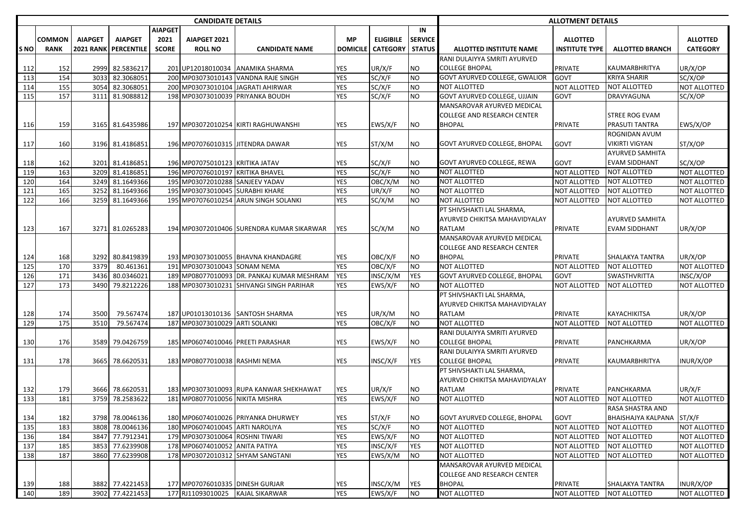| CANDIDATE DETAILS | | | | | | | | | | ALLOTMENT DETAILS | | | |
|---|---|---|---|---|---|---|---|---|---|---|---|---|---|
| S NO | COMMON RANK | AIAPGET 2021 RANK | AIAPGET PERCENTILE | AIAPGET 2021 SCORE | AIAPGET 2021 ROLL NO | CANDIDATE NAME | MP DOMICILE | ELIGIBILE CATEGORY | IN SERVICE STATUS | ALLOTTED INSTITUTE NAME | ALLOTTED INSTITUTE TYPE | ALLOTTED BRANCH | ALLOTTED CATEGORY |
| 112 | 152 | 2999 | 82.5836217 | 201 | UP12018010034 | ANAMIKA SHARMA | YES | UR/X/F | NO | RANI DULAIYYA SMRITI AYURVED COLLEGE BHOPAL | PRIVATE | KAUMARBHRITYA | UR/X/OP |
| 113 | 154 | 3033 | 82.3068051 | 200 | MP03073010143 | VANDNA RAJE SINGH | YES | SC/X/F | NO | GOVT AYURVED COLLEGE, GWALIOR | GOVT | KRIYA SHARIR | SC/X/OP |
| 114 | 155 | 3054 | 82.3068051 | 200 | MP03073010104 | JAGRATI AHIRWAR | YES | SC/X/F | NO | NOT ALLOTTED | NOT ALLOTTED | NOT ALLOTTED | NOT ALLOTTED |
| 115 | 157 | 3111 | 81.9088812 | 198 | MP03073010039 | PRIYANKA BOUDH | YES | SC/X/F | NO | GOVT AYURVED COLLEGE, UJJAIN | GOVT | DRAVYAGUNA | SC/X/OP |
| 116 | 159 | 3165 | 81.6435986 | 197 | MP03072010254 | KIRTI RAGHUWANSHI | YES | EWS/X/F | NO | MANSAROVAR AYURVED MEDICAL COLLEGE AND RESEARCH CENTER BHOPAL | PRIVATE | STREE ROG EVAM PRASUTI TANTRA | EWS/X/OP |
| 117 | 160 | 3196 | 81.4186851 | 196 | MP07076010315 | JITENDRA DAWAR | YES | ST/X/M | NO | GOVT AYURVED COLLEGE, BHOPAL | GOVT | ROGNIDAN AVUM VIKIRTI VIGYAN | ST/X/OP |
| 118 | 162 | 3201 | 81.4186851 | 196 | MP07075010123 | KRITIKA JATAV | YES | SC/X/F | NO | GOVT AYURVED COLLEGE, REWA | GOVT | AYURVED SAMHITA EVAM SIDDHANT | SC/X/OP |
| 119 | 163 | 3209 | 81.4186851 | 196 | MP07076010197 | KRITIKA BHAVEL | YES | SC/X/F | NO | NOT ALLOTTED | NOT ALLOTTED | NOT ALLOTTED | NOT ALLOTTED |
| 120 | 164 | 3249 | 81.1649366 | 195 | MP03072010288 | SANJEEV YADAV | YES | OBC/X/M | NO | NOT ALLOTTED | NOT ALLOTTED | NOT ALLOTTED | NOT ALLOTTED |
| 121 | 165 | 3252 | 81.1649366 | 195 | MP03073010045 | SURABHI KHARE | YES | UR/X/F | NO | NOT ALLOTTED | NOT ALLOTTED | NOT ALLOTTED | NOT ALLOTTED |
| 122 | 166 | 3259 | 81.1649366 | 195 | MP07076010254 | ARUN SINGH SOLANKI | YES | SC/X/M | NO | NOT ALLOTTED | NOT ALLOTTED | NOT ALLOTTED | NOT ALLOTTED |
| 123 | 167 | 3271 | 81.0265283 | 194 | MP03072010406 | SURENDRA KUMAR SIKARWAR | YES | SC/X/M | NO | PT SHIVSHAKTI LAL SHARMA, AYURVED CHIKITSA MAHAVIDYALAY RATLAM | PRIVATE | AYURVED SAMHITA EVAM SIDDHANT | UR/X/OP |
| 124 | 168 | 3292 | 80.8419839 | 193 | MP03073010055 | BHAVNA KHANDAGRE | YES | OBC/X/F | NO | MANSAROVAR AYURVED MEDICAL COLLEGE AND RESEARCH CENTER BHOPAL | PRIVATE | SHALAKYA TANTRA | UR/X/OP |
| 125 | 170 | 3379 | 80.461361 | 191 | MP03073010043 | SONAM NEMA | YES | OBC/X/F | NO | NOT ALLOTTED | NOT ALLOTTED | NOT ALLOTTED | NOT ALLOTTED |
| 126 | 171 | 3436 | 80.0346021 | 189 | MP08077010093 | DR. PANKAJ KUMAR MESHRAM | YES | INSC/X/M | YES | GOVT AYURVED COLLEGE, BHOPAL | GOVT | SWASTHVRITTA | INSC/X/OP |
| 127 | 173 | 3490 | 79.8212226 | 188 | MP03073010231 | SHIVANGI SINGH PARIHAR | YES | EWS/X/F | NO | NOT ALLOTTED | NOT ALLOTTED | NOT ALLOTTED | NOT ALLOTTED |
| 128 | 174 | 3500 | 79.567474 | 187 | UP01013010136 | SANTOSH SHARMA | YES | UR/X/M | NO | PT SHIVSHAKTI LAL SHARMA, AYURVED CHIKITSA MAHAVIDYALAY RATLAM | PRIVATE | KAYACHIKITSA | UR/X/OP |
| 129 | 175 | 3510 | 79.567474 | 187 | MP03073010029 | ARTI SOLANKI | YES | OBC/X/F | NO | NOT ALLOTTED | NOT ALLOTTED | NOT ALLOTTED | NOT ALLOTTED |
| 130 | 176 | 3589 | 79.0426759 | 185 | MP06074010046 | PREETI PARASHAR | YES | EWS/X/F | NO | RANI DULAIYYA SMRITI AYURVED COLLEGE BHOPAL | PRIVATE | PANCHKARMA | UR/X/OP |
| 131 | 178 | 3665 | 78.6620531 | 183 | MP08077010038 | RASHMI NEMA | YES | INSC/X/F | YES | RANI DULAIYYA SMRITI AYURVED COLLEGE BHOPAL | PRIVATE | KAUMARBHRITYA | INUR/X/OP |
| 132 | 179 | 3666 | 78.6620531 | 183 | MP03073010093 | RUPA KANWAR SHEKHAWAT | YES | UR/X/F | NO | PT SHIVSHAKTI LAL SHARMA, AYURVED CHIKITSA MAHAVIDYALAY RATLAM | PRIVATE | PANCHKARMA | UR/X/F |
| 133 | 181 | 3759 | 78.2583622 | 181 | MP08077010056 | NIKITA MISHRA | YES | EWS/X/F | NO | NOT ALLOTTED | NOT ALLOTTED | NOT ALLOTTED | NOT ALLOTTED |
| 134 | 182 | 3798 | 78.0046136 | 180 | MP06074010026 | PRIYANKA DHURWEY | YES | ST/X/F | NO | GOVT AYURVED COLLEGE, BHOPAL | GOVT | RASA SHASTRA AND BHAISHAJYA KALPANA | ST/X/F |
| 135 | 183 | 3808 | 78.0046136 | 180 | MP06074010045 | ARTI NAROLIYA | YES | SC/X/F | NO | NOT ALLOTTED | NOT ALLOTTED | NOT ALLOTTED | NOT ALLOTTED |
| 136 | 184 | 3847 | 77.7912341 | 179 | MP03073010064 | ROSHNI TIWARI | YES | EWS/X/F | NO | NOT ALLOTTED | NOT ALLOTTED | NOT ALLOTTED | NOT ALLOTTED |
| 137 | 185 | 3853 | 77.6239908 | 178 | MP06074010052 | ANITA PATIYA | YES | INSC/X/F | YES | NOT ALLOTTED | NOT ALLOTTED | NOT ALLOTTED | NOT ALLOTTED |
| 138 | 187 | 3860 | 77.6239908 | 178 | MP03072010312 | SHYAM SANGTANI | YES | EWS/X/M | NO | NOT ALLOTTED | NOT ALLOTTED | NOT ALLOTTED | NOT ALLOTTED |
| 139 | 188 | 3882 | 77.4221453 | 177 | MP07076010335 | DINESH GURJAR | YES | INSC/X/M | YES | MANSAROVAR AYURVED MEDICAL COLLEGE AND RESEARCH CENTER BHOPAL | PRIVATE | SHALAKYA TANTRA | INUR/X/OP |
| 140 | 189 | 3902 | 77.4221453 | 177 | RJ11093010025 | KAJAL SIKARWAR | YES | EWS/X/F | NO | NOT ALLOTTED | NOT ALLOTTED | NOT ALLOTTED | NOT ALLOTTED |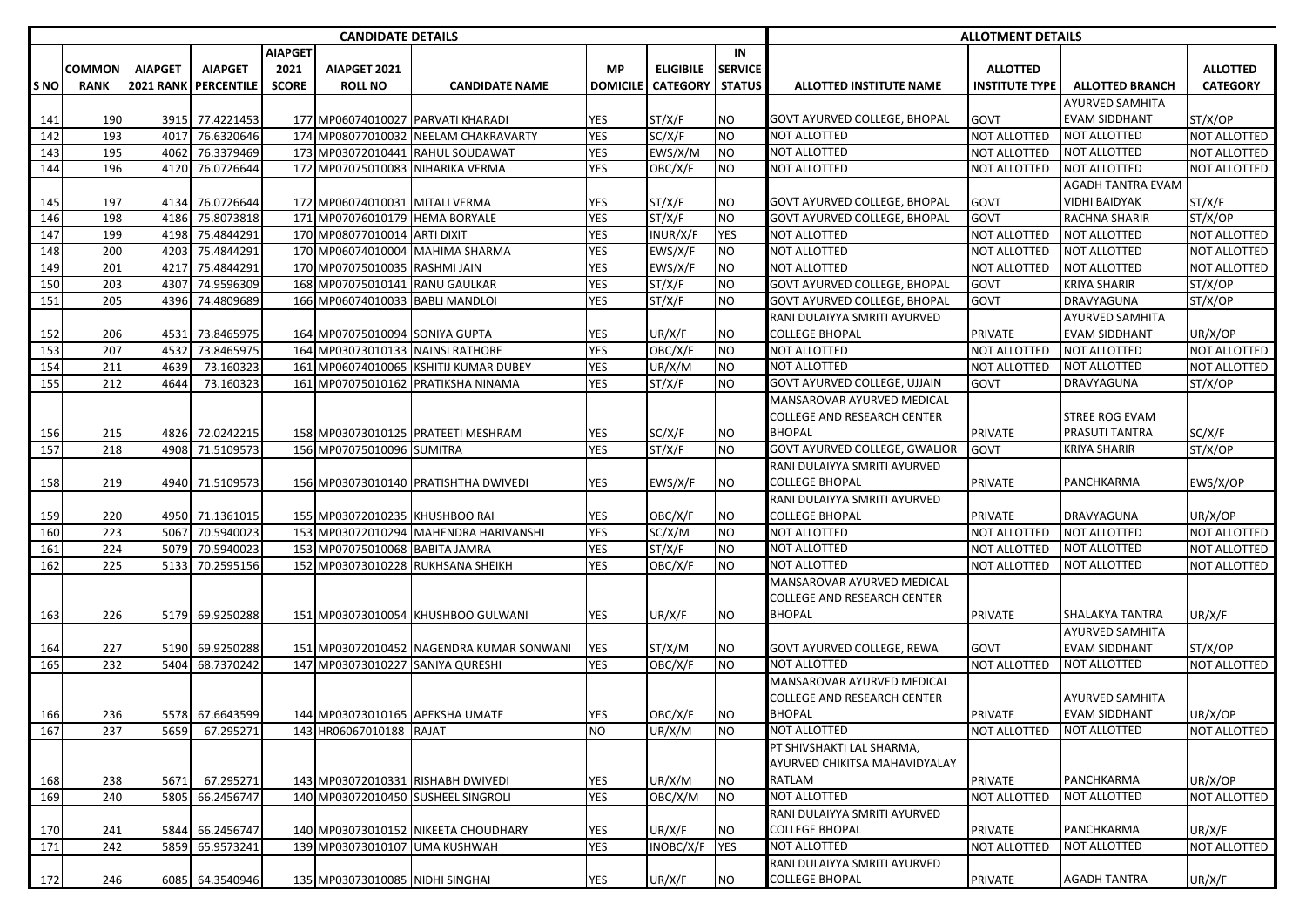| CANDIDATE DETAILS | | | | | | | | | | ALLOTMENT DETAILS | | | |
|---|---|---|---|---|---|---|---|---|---|---|---|---|---|
| S NO | COMMON RANK | AIAPGET 2021 RANK | AIAPGET PERCENTILE | AIAPGET 2021 SCORE | AIAPGET 2021 ROLL NO | CANDIDATE NAME | MP DOMICILE | ELIGIBILE CATEGORY | IN SERVICE STATUS | ALLOTTED INSTITUTE NAME | ALLOTTED INSTITUTE TYPE | ALLOTTED BRANCH | ALLOTTED CATEGORY |
| 141 | 190 | 3915 | 77.4221453 | 177 | MP06074010027 | PARVATI KHARADI | YES | ST/X/F | NO | GOVT AYURVED COLLEGE, BHOPAL | GOVT | AYURVED SAMHITA EVAM SIDDHANT | ST/X/OP |
| 142 | 193 | 4017 | 76.6320646 | 174 | MP08077010032 | NEELAM CHAKRAVARTY | YES | SC/X/F | NO | NOT ALLOTTED | NOT ALLOTTED | NOT ALLOTTED | NOT ALLOTTED |
| 143 | 195 | 4062 | 76.3379469 | 173 | MP03072010441 | RAHUL SOUDAWAT | YES | EWS/X/M | NO | NOT ALLOTTED | NOT ALLOTTED | NOT ALLOTTED | NOT ALLOTTED |
| 144 | 196 | 4120 | 76.0726644 | 172 | MP07075010083 | NIHARIKA VERMA | YES | OBC/X/F | NO | NOT ALLOTTED | NOT ALLOTTED | NOT ALLOTTED | NOT ALLOTTED |
| 145 | 197 | 4134 | 76.0726644 | 172 | MP06074010031 | MITALI VERMA | YES | ST/X/F | NO | GOVT AYURVED COLLEGE, BHOPAL | GOVT | AGADH TANTRA EVAM VIDHI BAIDYAK | ST/X/F |
| 146 | 198 | 4186 | 75.8073818 | 171 | MP07076010179 | HEMA BORYALE | YES | ST/X/F | NO | GOVT AYURVED COLLEGE, BHOPAL | GOVT | RACHNA SHARIR | ST/X/OP |
| 147 | 199 | 4198 | 75.4844291 | 170 | MP08077010014 | ARTI DIXIT | YES | INUR/X/F | YES | NOT ALLOTTED | NOT ALLOTTED | NOT ALLOTTED | NOT ALLOTTED |
| 148 | 200 | 4203 | 75.4844291 | 170 | MP06074010004 | MAHIMA SHARMA | YES | EWS/X/F | NO | NOT ALLOTTED | NOT ALLOTTED | NOT ALLOTTED | NOT ALLOTTED |
| 149 | 201 | 4217 | 75.4844291 | 170 | MP07075010035 | RASHMI JAIN | YES | EWS/X/F | NO | NOT ALLOTTED | NOT ALLOTTED | NOT ALLOTTED | NOT ALLOTTED |
| 150 | 203 | 4307 | 74.9596309 | 168 | MP07075010141 | RANU GAULKAR | YES | ST/X/F | NO | GOVT AYURVED COLLEGE, BHOPAL | GOVT | KRIYA SHARIR | ST/X/OP |
| 151 | 205 | 4396 | 74.4809689 | 166 | MP06074010033 | BABLI MANDLOI | YES | ST/X/F | NO | GOVT AYURVED COLLEGE, BHOPAL | GOVT | DRAVYAGUNA | ST/X/OP |
| 152 | 206 | 4531 | 73.8465975 | 164 | MP07075010094 | SONIYA GUPTA | YES | UR/X/F | NO | RANI DULAIYYA SMRITI AYURVED COLLEGE BHOPAL | PRIVATE | AYURVED SAMHITA EVAM SIDDHANT | UR/X/OP |
| 153 | 207 | 4532 | 73.8465975 | 164 | MP03073010133 | NAINSI RATHORE | YES | OBC/X/F | NO | NOT ALLOTTED | NOT ALLOTTED | NOT ALLOTTED | NOT ALLOTTED |
| 154 | 211 | 4639 | 73.160323 | 161 | MP06074010065 | KSHITIJ KUMAR DUBEY | YES | UR/X/M | NO | NOT ALLOTTED | NOT ALLOTTED | NOT ALLOTTED | NOT ALLOTTED |
| 155 | 212 | 4644 | 73.160323 | 161 | MP07075010162 | PRATIKSHA NINAMA | YES | ST/X/F | NO | GOVT AYURVED COLLEGE, UJJAIN | GOVT | DRAVYAGUNA | ST/X/OP |
| 156 | 215 | 4826 | 72.0242215 | 158 | MP03073010125 | PRATEETI MESHRAM | YES | SC/X/F | NO | MANSAROVAR AYURVED MEDICAL COLLEGE AND RESEARCH CENTER BHOPAL | PRIVATE | STREE ROG EVAM PRASUTI TANTRA | SC/X/F |
| 157 | 218 | 4908 | 71.5109573 | 156 | MP07075010096 | SUMITRA | YES | ST/X/F | NO | GOVT AYURVED COLLEGE, GWALIOR | GOVT | KRIYA SHARIR | ST/X/OP |
| 158 | 219 | 4940 | 71.5109573 | 156 | MP03073010140 | PRATISHTHA DWIVEDI | YES | EWS/X/F | NO | RANI DULAIYYA SMRITI AYURVED COLLEGE BHOPAL | PRIVATE | PANCHKARMA | EWS/X/OP |
| 159 | 220 | 4950 | 71.1361015 | 155 | MP03072010235 | KHUSHBOO RAI | YES | OBC/X/F | NO | RANI DULAIYYA SMRITI AYURVED COLLEGE BHOPAL | PRIVATE | DRAVYAGUNA | UR/X/OP |
| 160 | 223 | 5067 | 70.5940023 | 153 | MP03072010294 | MAHENDRA HARIVANSHI | YES | SC/X/M | NO | NOT ALLOTTED | NOT ALLOTTED | NOT ALLOTTED | NOT ALLOTTED |
| 161 | 224 | 5079 | 70.5940023 | 153 | MP07075010068 | BABITA JAMRA | YES | ST/X/F | NO | NOT ALLOTTED | NOT ALLOTTED | NOT ALLOTTED | NOT ALLOTTED |
| 162 | 225 | 5133 | 70.2595156 | 152 | MP03073010228 | RUKHSANA SHEIKH | YES | OBC/X/F | NO | NOT ALLOTTED | NOT ALLOTTED | NOT ALLOTTED | NOT ALLOTTED |
| 163 | 226 | 5179 | 69.9250288 | 151 | MP03073010054 | KHUSHBOO GULWANI | YES | UR/X/F | NO | MANSAROVAR AYURVED MEDICAL COLLEGE AND RESEARCH CENTER BHOPAL | PRIVATE | SHALAKYA TANTRA | UR/X/F |
| 164 | 227 | 5190 | 69.9250288 | 151 | MP03072010452 | NAGENDRA KUMAR SONWANI | YES | ST/X/M | NO | GOVT AYURVED COLLEGE, REWA | GOVT | AYURVED SAMHITA EVAM SIDDHANT | ST/X/OP |
| 165 | 232 | 5404 | 68.7370242 | 147 | MP03073010227 | SANIYA QURESHI | YES | OBC/X/F | NO | NOT ALLOTTED | NOT ALLOTTED | NOT ALLOTTED | NOT ALLOTTED |
| 166 | 236 | 5578 | 67.6643599 | 144 | MP03073010165 | APEKSHA UMATE | YES | OBC/X/F | NO | MANSAROVAR AYURVED MEDICAL COLLEGE AND RESEARCH CENTER BHOPAL | PRIVATE | AYURVED SAMHITA EVAM SIDDHANT | UR/X/OP |
| 167 | 237 | 5659 | 67.295271 | 143 | HR06067010188 | RAJAT | NO | UR/X/M | NO | NOT ALLOTTED | NOT ALLOTTED | NOT ALLOTTED | NOT ALLOTTED |
| 168 | 238 | 5671 | 67.295271 | 143 | MP03072010331 | RISHABH DWIVEDI | YES | UR/X/M | NO | PT SHIVSHAKTI LAL SHARMA, AYURVED CHIKITSA MAHAVIDYALAY RATLAM | PRIVATE | PANCHKARMA | UR/X/OP |
| 169 | 240 | 5805 | 66.2456747 | 140 | MP03072010450 | SUSHEEL SINGROLI | YES | OBC/X/M | NO | NOT ALLOTTED | NOT ALLOTTED | NOT ALLOTTED | NOT ALLOTTED |
| 170 | 241 | 5844 | 66.2456747 | 140 | MP03073010152 | NIKEETA CHOUDHARY | YES | UR/X/F | NO | RANI DULAIYYA SMRITI AYURVED COLLEGE BHOPAL | PRIVATE | PANCHKARMA | UR/X/F |
| 171 | 242 | 5859 | 65.9573241 | 139 | MP03073010107 | UMA KUSHWAH | YES | INOBC/X/F | YES | NOT ALLOTTED | NOT ALLOTTED | NOT ALLOTTED | NOT ALLOTTED |
| 172 | 246 | 6085 | 64.3540946 | 135 | MP03073010085 | NIDHI SINGHAI | YES | UR/X/F | NO | RANI DULAIYYA SMRITI AYURVED COLLEGE BHOPAL | PRIVATE | AGADH TANTRA | UR/X/F |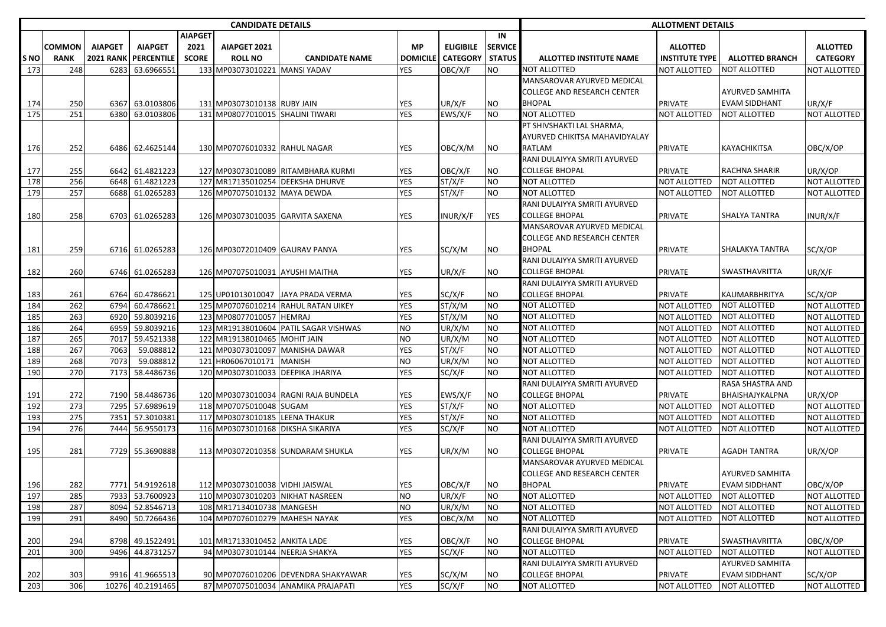| CANDIDATE DETAILS | | | | | | | | | | | ALLOTMENT DETAILS | | | |
|---|---|---|---|---|---|---|---|---|---|---|---|---|---|---|
| S NO | COMMON RANK | AIAPGET 2021 RANK | AIAPGET PERCENTILE | AIAPGET 2021 SCORE | AIAPGET 2021 ROLL NO | CANDIDATE NAME | MP DOMICILE | ELIGIBILE CATEGORY | IN SERVICE STATUS | ALLOTTED INSTITUTE NAME | ALLOTTED INSTITUTE TYPE | ALLOTTED BRANCH | ALLOTTED CATEGORY |
| 173 | 248 | 6283 | 63.6966551 | 133 | MP03073010221 | MANSI YADAV | YES | OBC/X/F | NO | NOT ALLOTTED | NOT ALLOTTED | NOT ALLOTTED | NOT ALLOTTED |
| 174 | 250 | 6367 | 63.0103806 | 131 | MP03073010138 | RUBY JAIN | YES | UR/X/F | NO | MANSAROVAR AYURVED MEDICAL COLLEGE AND RESEARCH CENTER BHOPAL | PRIVATE | AYURVED SAMHITA EVAM SIDDHANT | UR/X/F |
| 175 | 251 | 6380 | 63.0103806 | 131 | MP08077010015 | SHALINI TIWARI | YES | EWS/X/F | NO | NOT ALLOTTED | NOT ALLOTTED | NOT ALLOTTED | NOT ALLOTTED |
| 176 | 252 | 6486 | 62.4625144 | 130 | MP07076010332 | RAHUL NAGAR | YES | OBC/X/M | NO | PT SHIVSHAKTI LAL SHARMA, AYURVED CHIKITSA MAHAVIDYALAY RATLAM | PRIVATE | KAYACHIKITSA | OBC/X/OP |
| 177 | 255 | 6642 | 61.4821223 | 127 | MP03073010089 | RITAMBHARA KURMI | YES | OBC/X/F | NO | RANI DULAIYYA SMRITI AYURVED COLLEGE BHOPAL | PRIVATE | RACHNA SHARIR | UR/X/OP |
| 178 | 256 | 6648 | 61.4821223 | 127 | MR17135010254 | DEEKSHA DHURVE | YES | ST/X/F | NO | NOT ALLOTTED | NOT ALLOTTED | NOT ALLOTTED | NOT ALLOTTED |
| 179 | 257 | 6688 | 61.0265283 | 126 | MP07075010132 | MAYA DEWDA | YES | ST/X/F | NO | NOT ALLOTTED | NOT ALLOTTED | NOT ALLOTTED | NOT ALLOTTED |
| 180 | 258 | 6703 | 61.0265283 | 126 | MP03073010035 | GARVITA SAXENA | YES | INUR/X/F | YES | RANI DULAIYYA SMRITI AYURVED COLLEGE BHOPAL | PRIVATE | SHALYA TANTRA | INUR/X/F |
| 181 | 259 | 6716 | 61.0265283 | 126 | MP03072010409 | GAURAV PANYA | YES | SC/X/M | NO | MANSAROVAR AYURVED MEDICAL COLLEGE AND RESEARCH CENTER BHOPAL | PRIVATE | SHALAKYA TANTRA | SC/X/OP |
| 182 | 260 | 6746 | 61.0265283 | 126 | MP07075010031 | AYUSHI MAITHA | YES | UR/X/F | NO | RANI DULAIYYA SMRITI AYURVED COLLEGE BHOPAL | PRIVATE | SWASTHAVRITTA | UR/X/F |
| 183 | 261 | 6764 | 60.4786621 | 125 | UP01013010047 | JAYA PRADA VERMA | YES | SC/X/F | NO | RANI DULAIYYA SMRITI AYURVED COLLEGE BHOPAL | PRIVATE | KAUMARBHRITYA | SC/X/OP |
| 184 | 262 | 6794 | 60.4786621 | 125 | MP07076010214 | RAHUL RATAN UIKEY | YES | ST/X/M | NO | NOT ALLOTTED | NOT ALLOTTED | NOT ALLOTTED | NOT ALLOTTED |
| 185 | 263 | 6920 | 59.8039216 | 123 | MP08077010057 | HEMRAJ | YES | ST/X/M | NO | NOT ALLOTTED | NOT ALLOTTED | NOT ALLOTTED | NOT ALLOTTED |
| 186 | 264 | 6959 | 59.8039216 | 123 | MR19138010604 | PATIL SAGAR VISHWAS | NO | UR/X/M | NO | NOT ALLOTTED | NOT ALLOTTED | NOT ALLOTTED | NOT ALLOTTED |
| 187 | 265 | 7017 | 59.4521338 | 122 | MR19138010465 | MOHIT JAIN | NO | UR/X/M | NO | NOT ALLOTTED | NOT ALLOTTED | NOT ALLOTTED | NOT ALLOTTED |
| 188 | 267 | 7063 | 59.088812 | 121 | MP03073010097 | MANISHA DAWAR | YES | ST/X/F | NO | NOT ALLOTTED | NOT ALLOTTED | NOT ALLOTTED | NOT ALLOTTED |
| 189 | 268 | 7073 | 59.088812 | 121 | HR06067010171 | MANISH | NO | UR/X/M | NO | NOT ALLOTTED | NOT ALLOTTED | NOT ALLOTTED | NOT ALLOTTED |
| 190 | 270 | 7173 | 58.4486736 | 120 | MP03073010033 | DEEPIKA JHARIYA | YES | SC/X/F | NO | NOT ALLOTTED | NOT ALLOTTED | NOT ALLOTTED | NOT ALLOTTED |
| 191 | 272 | 7190 | 58.4486736 | 120 | MP03073010034 | RAGNI RAJA BUNDELA | YES | EWS/X/F | NO | RANI DULAIYYA SMRITI AYURVED COLLEGE BHOPAL | PRIVATE | RASA SHASTRA AND BHAISHAJYKALPNA | UR/X/OP |
| 192 | 273 | 7295 | 57.6989619 | 118 | MP07075010048 | SUGAM | YES | ST/X/F | NO | NOT ALLOTTED | NOT ALLOTTED | NOT ALLOTTED | NOT ALLOTTED |
| 193 | 275 | 7351 | 57.3010381 | 117 | MP03073010185 | LEENA THAKUR | YES | ST/X/F | NO | NOT ALLOTTED | NOT ALLOTTED | NOT ALLOTTED | NOT ALLOTTED |
| 194 | 276 | 7444 | 56.9550173 | 116 | MP03073010168 | DIKSHA SIKARIYA | YES | SC/X/F | NO | NOT ALLOTTED | NOT ALLOTTED | NOT ALLOTTED | NOT ALLOTTED |
| 195 | 281 | 7729 | 55.3690888 | 113 | MP03072010358 | SUNDARAM SHUKLA | YES | UR/X/M | NO | RANI DULAIYYA SMRITI AYURVED COLLEGE BHOPAL | PRIVATE | AGADH TANTRA | UR/X/OP |
| 196 | 282 | 7771 | 54.9192618 | 112 | MP03073010038 | VIDHI JAISWAL | YES | OBC/X/F | NO | MANSAROVAR AYURVED MEDICAL COLLEGE AND RESEARCH CENTER BHOPAL | PRIVATE | AYURVED SAMHITA EVAM SIDDHANT | OBC/X/OP |
| 197 | 285 | 7933 | 53.7600923 | 110 | MP03073010203 | NIKHAT NASREEN | NO | UR/X/F | NO | NOT ALLOTTED | NOT ALLOTTED | NOT ALLOTTED | NOT ALLOTTED |
| 198 | 287 | 8094 | 52.8546713 | 108 | MR17134010738 | MANGESH | NO | UR/X/M | NO | NOT ALLOTTED | NOT ALLOTTED | NOT ALLOTTED | NOT ALLOTTED |
| 199 | 291 | 8490 | 50.7266436 | 104 | MP07076010279 | MAHESH NAYAK | YES | OBC/X/M | NO | NOT ALLOTTED | NOT ALLOTTED | NOT ALLOTTED | NOT ALLOTTED |
| 200 | 294 | 8798 | 49.1522491 | 101 | MR17133010452 | ANKITA LADE | YES | OBC/X/F | NO | RANI DULAIYYA SMRITI AYURVED COLLEGE BHOPAL | PRIVATE | SWASTHAVRITTA | OBC/X/OP |
| 201 | 300 | 9496 | 44.8731257 | 94 | MP03073010144 | NEERJA SHAKYA | YES | SC/X/F | NO | NOT ALLOTTED | NOT ALLOTTED | NOT ALLOTTED | NOT ALLOTTED |
| 202 | 303 | 9916 | 41.9665513 | 90 | MP07076010206 | DEVENDRA SHAKYAWAR | YES | SC/X/M | NO | RANI DULAIYYA SMRITI AYURVED COLLEGE BHOPAL | PRIVATE | AYURVED SAMHITA EVAM SIDDHANT | SC/X/OP |
| 203 | 306 | 10276 | 40.2191465 | 87 | MP07075010034 | ANAMIKA PRAJAPATI | YES | SC/X/F | NO | NOT ALLOTTED | NOT ALLOTTED | NOT ALLOTTED | NOT ALLOTTED |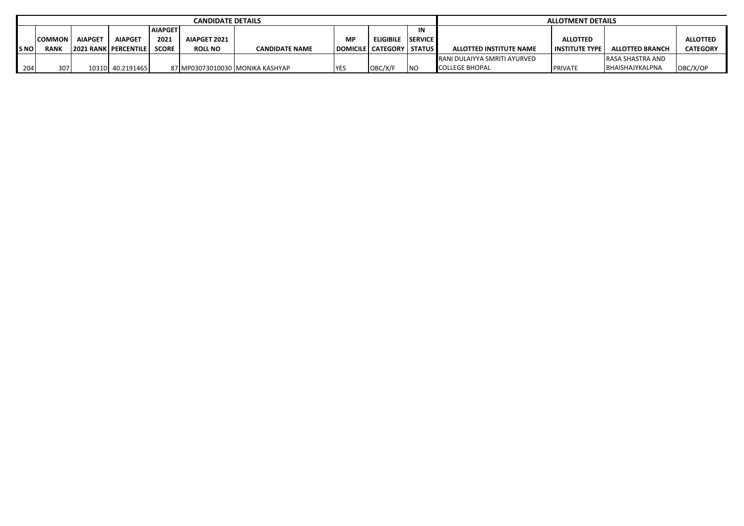| CANDIDATE DETAILS | | | | | | | | | | ALLOTMENT DETAILS | | | |
|---|---|---|---|---|---|---|---|---|---|---|---|---|---|
| S NO | COMMON RANK | AIAPGET 2021 RANK | AIAPGET PERCENTILE | AIAPGET 2021 SCORE | AIAPGET 2021 ROLL NO | CANDIDATE NAME | MP DOMICILE | ELIGIBILE CATEGORY | IN SERVICE STATUS | ALLOTTED INSTITUTE NAME | ALLOTTED INSTITUTE TYPE | ALLOTTED BRANCH | ALLOTTED CATEGORY |
| 204 | 307 | 10310 | 40.2191465 | 87 | MP03073010030 | MONIKA KASHYAP | YES | OBC/X/F | NO | RANI DULAIYYA SMRITI AYURVED COLLEGE BHOPAL | PRIVATE | RASA SHASTRA AND BHAISHAJYKALPNA | OBC/X/OP |